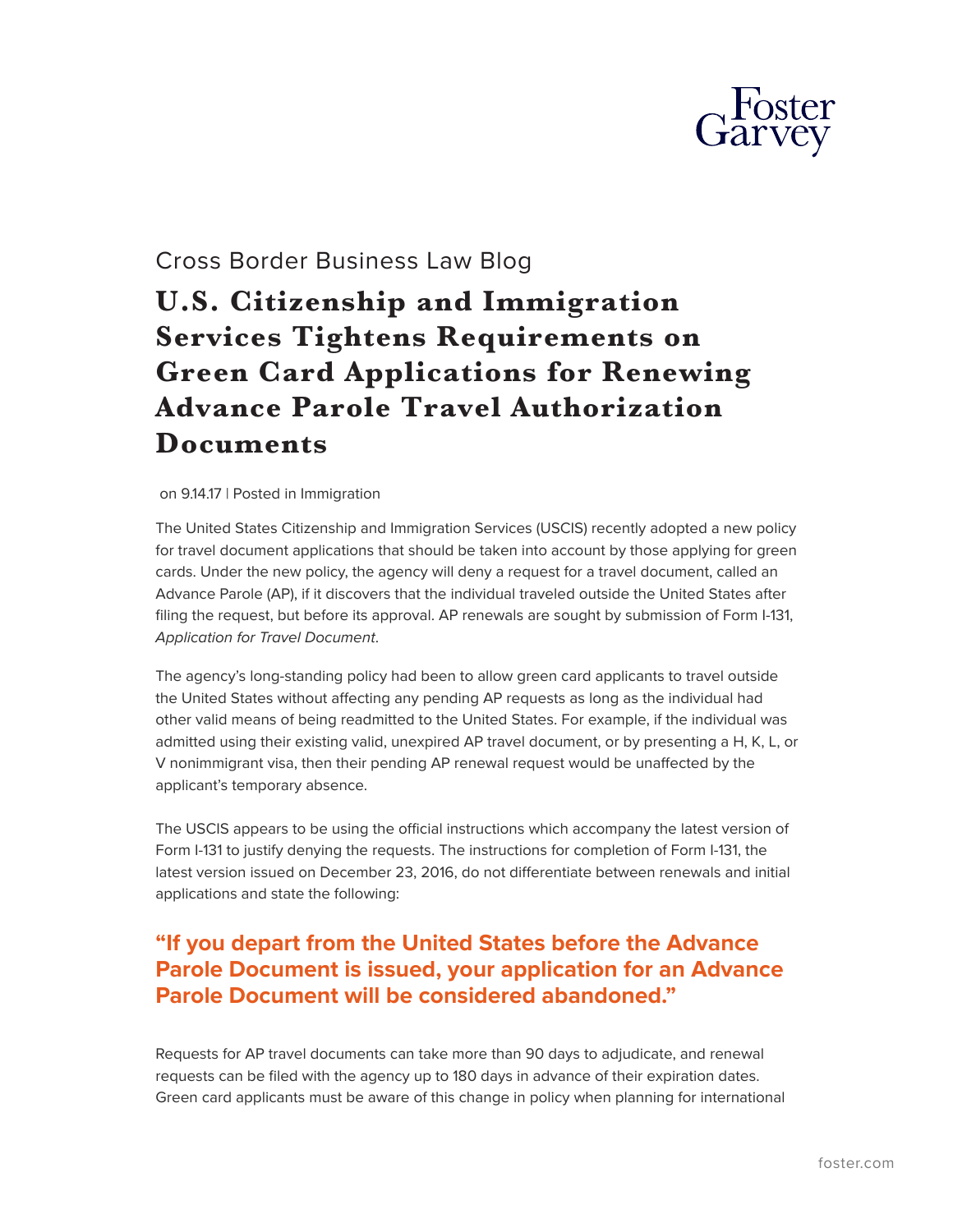Cross Border Business Law Blog

# U.S. Citizenship and Immigration Services Tightens Requirements on Green Card Applications for Renewing Advance Parole Travel Authorization Documents

on 9.14.17 | Posted in Immigration

The United States Citizenship and Immigration Services (USCIS) recently adopted a new policy for travel document applications that should be taken into account by those applying for green cards. Under the new policy, the agency will deny a request for a travel document, called an Advance Parole (AP), if it discovers that the individual traveled outside the United States after filing the request, but before its approval. AP renewals are sought by submission of Form I-131, *Application for Travel Document*.

The agency's long-standing policy had been to allow green card applicants to travel outside the United States without affecting any pending AP requests as long as the individual had other valid means of being readmitted to the United States. For example, if the individual was admitted using their existing valid, unexpired AP travel document, or by presenting a H, K, L, or V nonimmigrant visa, then their pending AP renewal request would be unaffected by the applicant's temporary absence.

The USCIS appears to be using the official instructions which accompany the latest version of Form I-131 to justify denying the requests. The instructions for completion of Form I-131, the latest version issued on December 23, 2016, do not differentiate between renewals and initial applications and state the following:

**"If you depart from the United States before the Advance Parole Document is issued, your application for an Advance Parole Document will be considered abandoned."**

Requests for AP travel documents can take more than 90 days to adjudicate, and renewal requests can be filed with the agency up to 180 days in advance of their expiration dates. Green card applicants must be aware of this change in policy when planning for international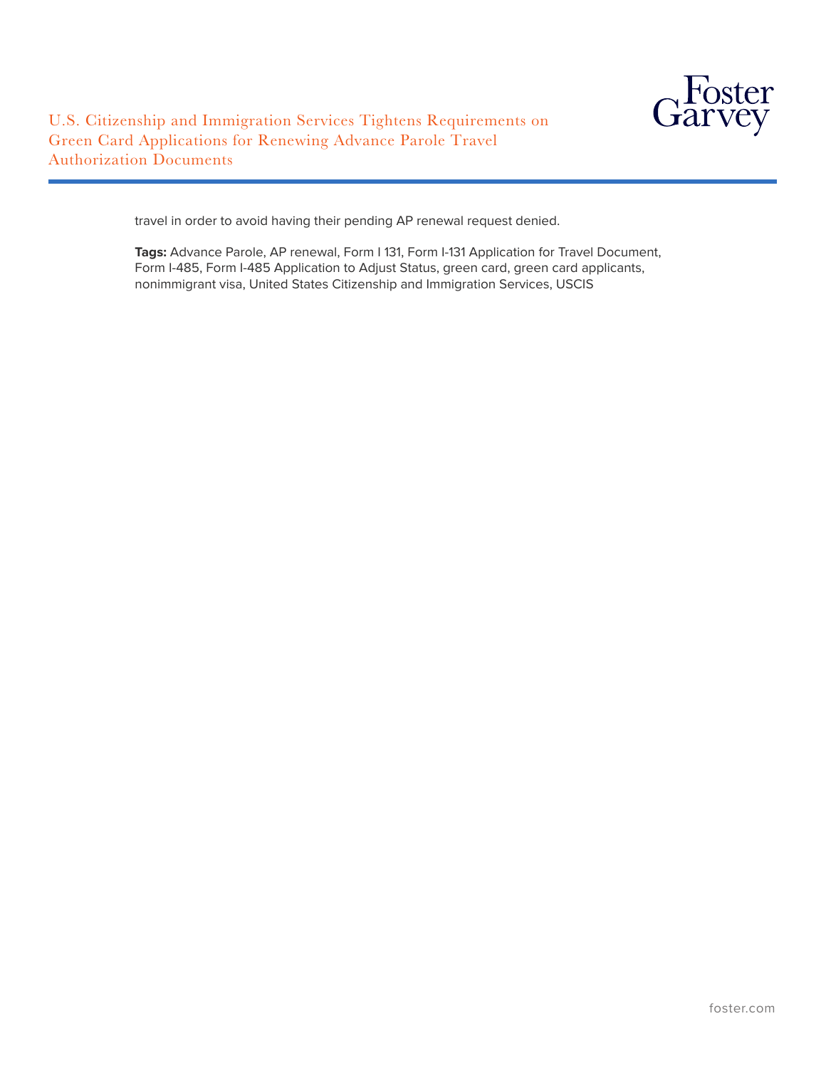travel in order to avoid having their pending AP renewal request denied.

**Tags:** Advance Parole, AP renewal, Form I 131, Form I-131 Application for Travel Document, Form I-485, Form I-485 Application to Adjust Status, green card, green card applicants, nonimmigrant visa, United States Citizenship and Immigration Services, USCIS